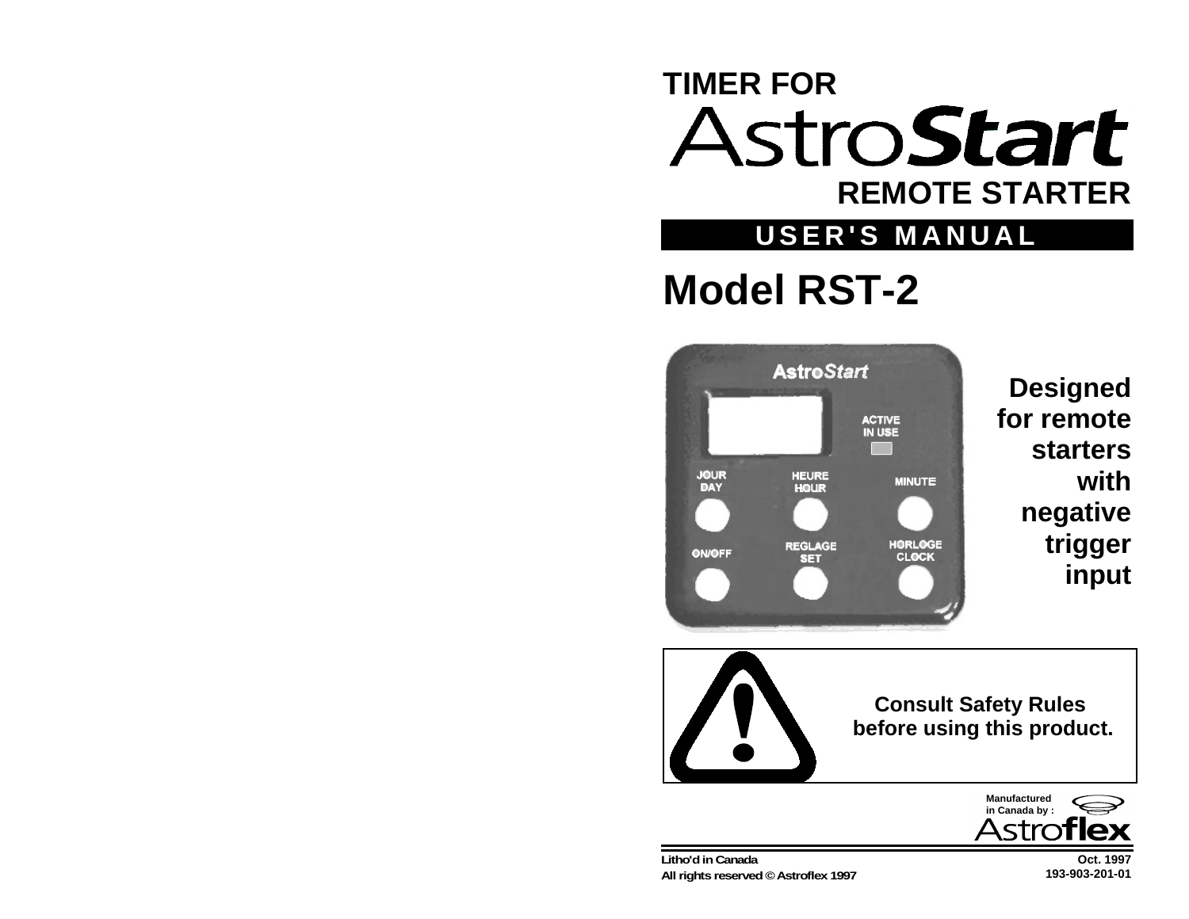# TIMER FOR AstroStart REMOTE STARTER

**USER'S MANUAL**

# Model RST-2

**Designed for remote starters with negative trigger input**

**Consult Safety Rules before using this product.**

Manufactured in Canada by : Astroflex

Litho'd in Canada
All rights reserved © Astroflex 1997

Oct. 1997
193-903-201-01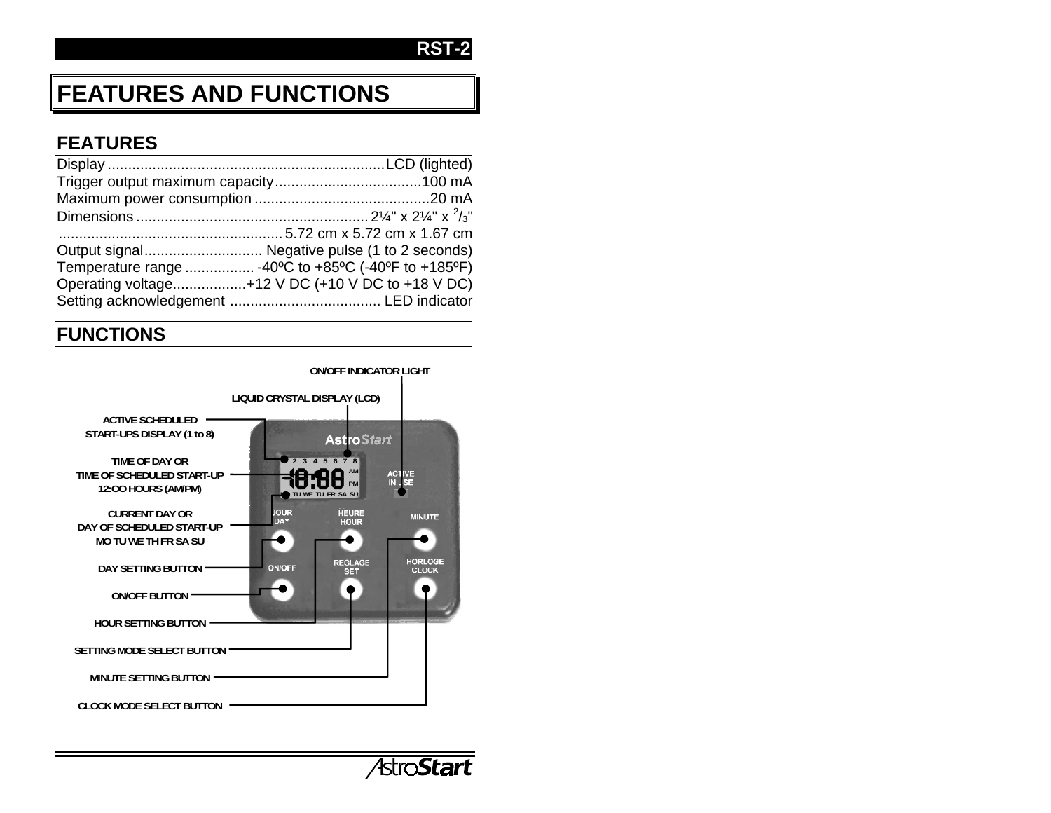# FEATURES AND FUNCTIONS

## FEATURES

| | |
|---|---|
| Display | LCD (lighted) |
| Trigger output maximum capacity | 100 mA |
| Maximum power consumption | 20 mA |
| Dimensions | 2¼" x 2¼" x $^{2}/_{3}$" |
| | 5.72 cm x 5.72 cm x 1.67 cm |
| Output signal | Negative pulse (1 to 2 seconds) |
| Temperature range | -40ºC to +85ºC (-40ºF to +185ºF) |
| Operating voltage | +12 V DC (+10 V DC to +18 V DC) |
| Setting acknowledgement | LED indicator |

## FUNCTIONS

ON/OFF INDICATOR LIGHT

LIQUID CRYSTAL DISPLAY (LCD)

ACTIVE SCHEDULED START-UPS DISPLAY (1 to 8)

TIME OF DAY OR TIME OF SCHEDULED START-UP 12:OO HOURS (AM/PM)

CURRENT DAY OR DAY OF SCHEDULED START-UP MO TU WE TH FR SA SU

DAY SETTING BUTTON

ON/OFF BUTTON

HOUR SETTING BUTTON

SETTING MODE SELECT BUTTON

MINUTE SETTING BUTTON

CLOCK MODE SELECT BUTTON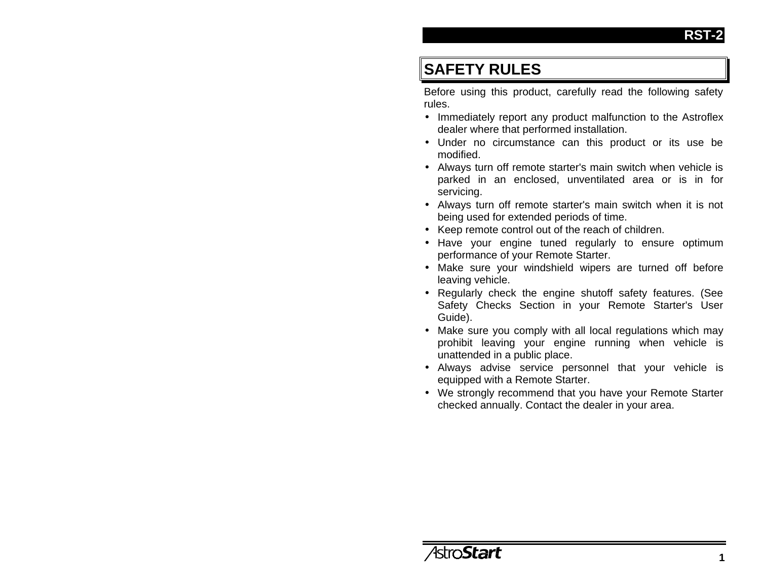## SAFETY RULES

Before using this product, carefully read the following safety rules.

- Immediately report any product malfunction to the Astroflex dealer where that performed installation.
- Under no circumstance can this product or its use be modified.
- Always turn off remote starter's main switch when vehicle is parked in an enclosed, unventilated area or is in for servicing.
- Always turn off remote starter's main switch when it is not being used for extended periods of time.
- Keep remote control out of the reach of children.
- Have your engine tuned regularly to ensure optimum performance of your Remote Starter.
- Make sure your windshield wipers are turned off before leaving vehicle.
- Regularly check the engine shutoff safety features. (See Safety Checks Section in your Remote Starter's User Guide).
- Make sure you comply with all local regulations which may prohibit leaving your engine running when vehicle is unattended in a public place.
- Always advise service personnel that your vehicle is equipped with a Remote Starter.
- We strongly recommend that you have your Remote Starter checked annually. Contact the dealer in your area.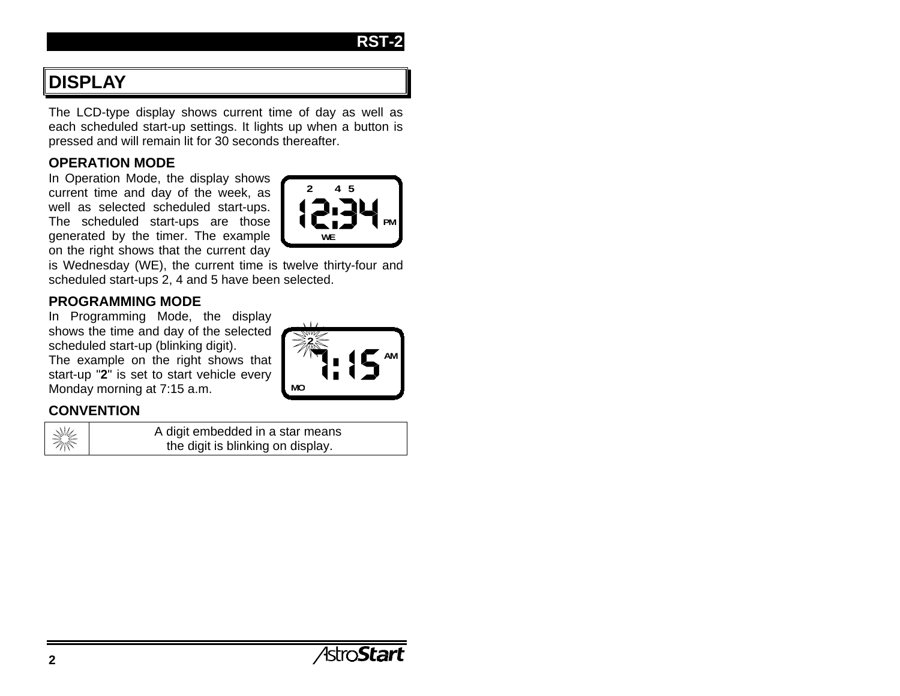## DISPLAY

The LCD-type display shows current time of day as well as each scheduled start-up settings. It lights up when a button is pressed and will remain lit for 30 seconds thereafter.

### OPERATION MODE

In Operation Mode, the display shows current time and day of the week, as well as selected scheduled start-ups. The scheduled start-ups are those generated by the timer. The example on the right shows that the current day is Wednesday (WE), the current time is twelve thirty-four and scheduled start-ups 2, 4 and 5 have been selected.

### PROGRAMMING MODE

In Programming Mode, the display shows the time and day of the selected scheduled start-up (blinking digit).

The example on the right shows that start-up "**2**" is set to start vehicle every Monday morning at 7:15 a.m.

### CONVENTION

| | A digit embedded in a star means the digit is blinking on display. |
|---|---|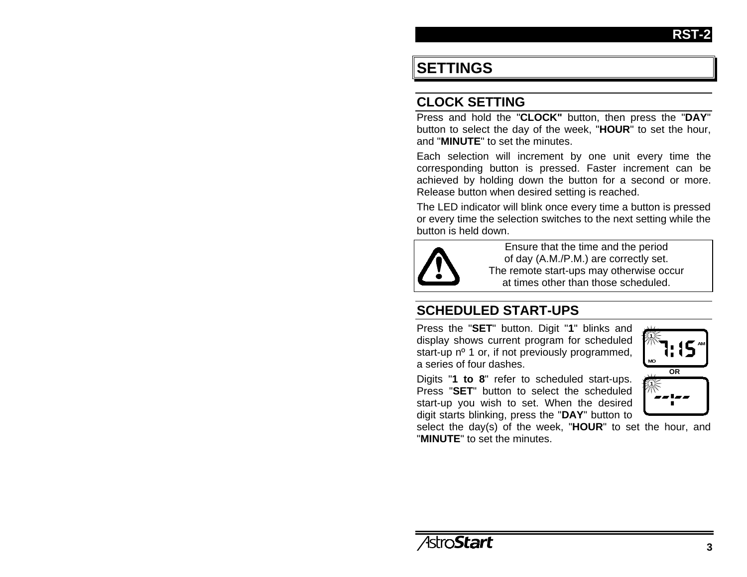# SETTINGS

## CLOCK SETTING

Press and hold the "**CLOCK"** button, then press the "**DAY**" button to select the day of the week, "**HOUR**" to set the hour, and "**MINUTE**" to set the minutes.

Each selection will increment by one unit every time the corresponding button is pressed. Faster increment can be achieved by holding down the button for a second or more. Release button when desired setting is reached.

The LED indicator will blink once every time a button is pressed or every time the selection switches to the next setting while the button is held down.

> Ensure that the time and the period of day (A.M./P.M.) are correctly set. The remote start-ups may otherwise occur at times other than those scheduled.

## SCHEDULED START-UPS

Press the "**SET**" button. Digit "**1**" blinks and display shows current program for scheduled start-up nº 1 or, if not previously programmed, a series of four dashes.

Digits "**1 to 8**" refer to scheduled start-ups. Press "**SET**" button to select the scheduled start-up you wish to set. When the desired digit starts blinking, press the "**DAY**" button to select the day(s) of the week, "**HOUR**" to set the hour, and "**MINUTE**" to set the minutes.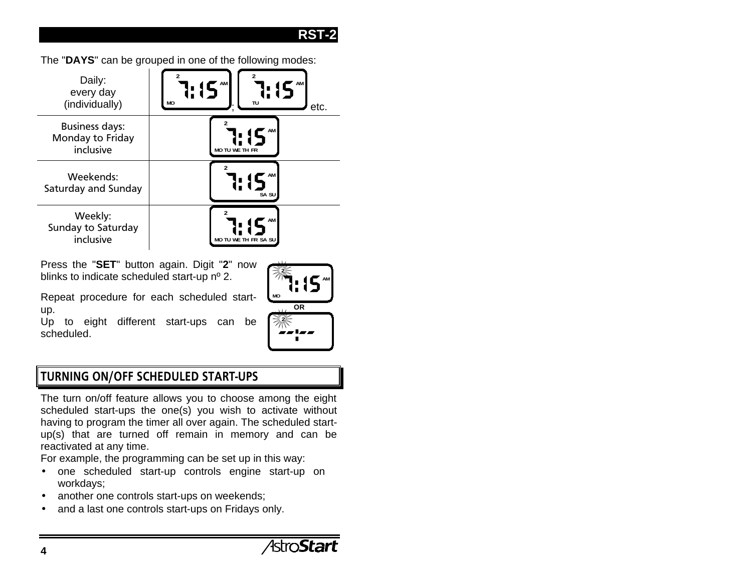The "**DAYS**" can be grouped in one of the following modes:

| | |
|---|---|
| Daily: every day (individually) | 2 7:15 AM MO ; 2 7:15 AM TU etc. |
| Business days: Monday to Friday inclusive | 2 7:15 AM MO TU WE TH FR |
| Weekends: Saturday and Sunday | 2 7:15 AM SA SU |
| Weekly: Sunday to Saturday inclusive | 2 7:15 AM MO TU WE TH FR SA SU |

Press the "**SET**" button again. Digit "**2**" now blinks to indicate scheduled start-up nº 2.

Repeat procedure for each scheduled start-up.
Up to eight different start-ups can be scheduled.

2 7:15 AM MO

OR

2 --:--

## TURNING ON/OFF SCHEDULED START-UPS

The turn on/off feature allows you to choose among the eight scheduled start-ups the one(s) you wish to activate without having to program the timer all over again. The scheduled start-up(s) that are turned off remain in memory and can be reactivated at any time.
For example, the programming can be set up in this way:

- one scheduled start-up controls engine start-up on workdays;
- another one controls start-ups on weekends;
- and a last one controls start-ups on Fridays only.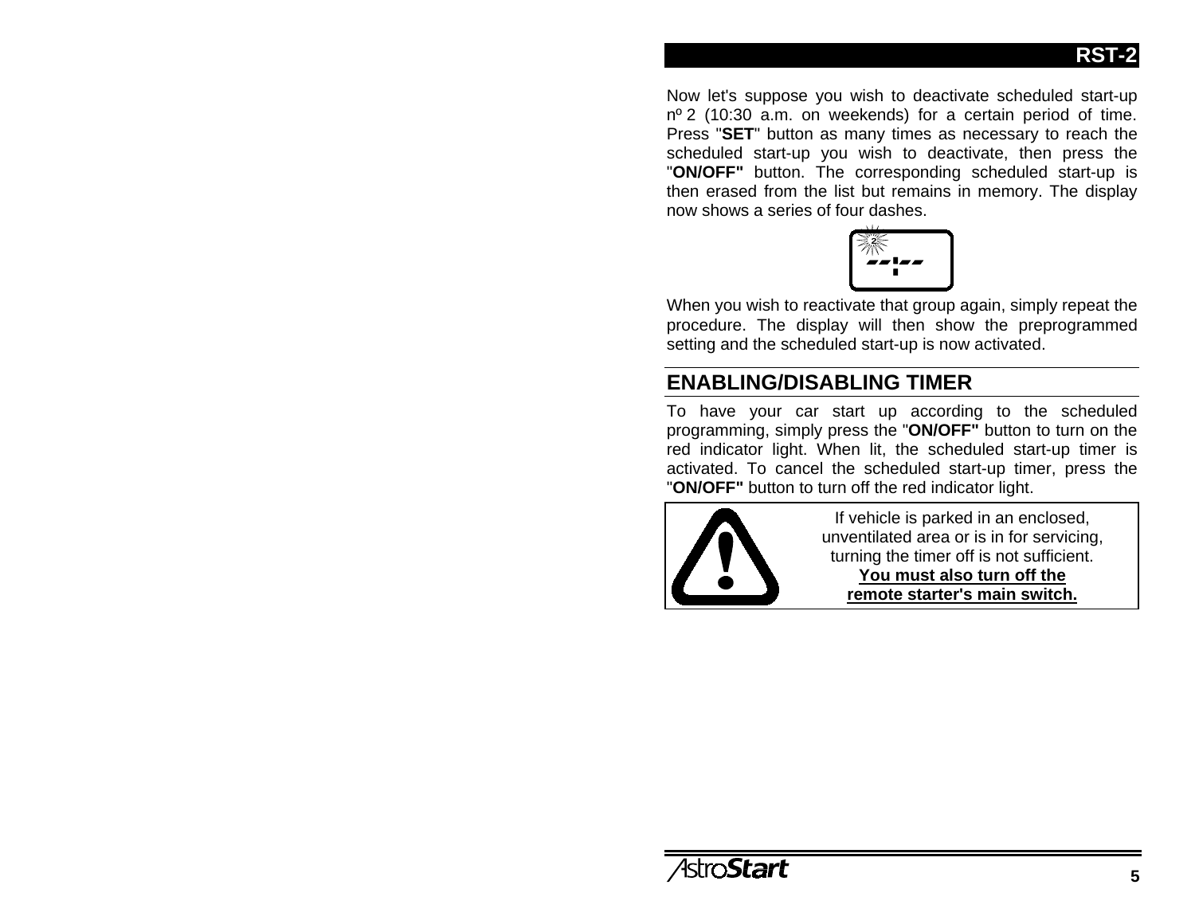Now let's suppose you wish to deactivate scheduled start-up nº 2 (10:30 a.m. on weekends) for a certain period of time. Press "**SET**" button as many times as necessary to reach the scheduled start-up you wish to deactivate, then press the "**ON/OFF"** button. The corresponding scheduled start-up is then erased from the list but remains in memory. The display now shows a series of four dashes.

When you wish to reactivate that group again, simply repeat the procedure. The display will then show the preprogrammed setting and the scheduled start-up is now activated.

## ENABLING/DISABLING TIMER

To have your car start up according to the scheduled programming, simply press the "**ON/OFF"** button to turn on the red indicator light. When lit, the scheduled start-up timer is activated. To cancel the scheduled start-up timer, press the "**ON/OFF"** button to turn off the red indicator light.

If vehicle is parked in an enclosed, unventilated area or is in for servicing, turning the timer off is not sufficient.
**You must also turn off the remote starter's main switch.**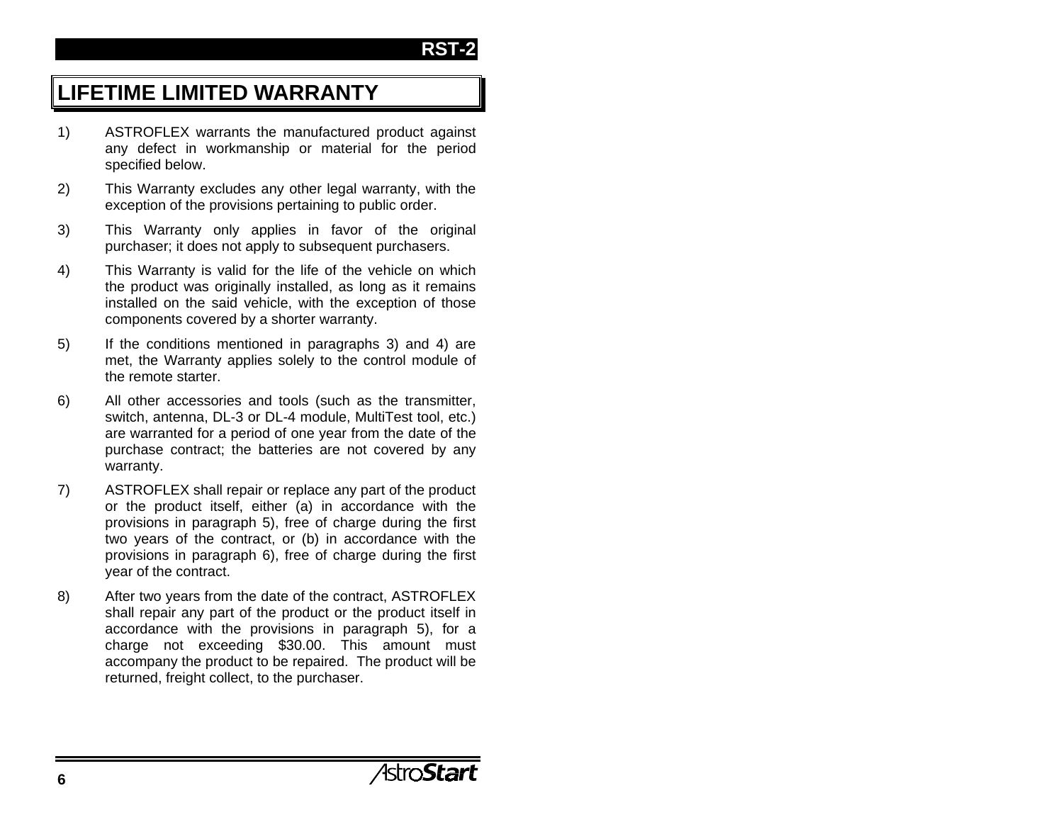# LIFETIME LIMITED WARRANTY

1) ASTROFLEX warrants the manufactured product against any defect in workmanship or material for the period specified below.

2) This Warranty excludes any other legal warranty, with the exception of the provisions pertaining to public order.

3) This Warranty only applies in favor of the original purchaser; it does not apply to subsequent purchasers.

4) This Warranty is valid for the life of the vehicle on which the product was originally installed, as long as it remains installed on the said vehicle, with the exception of those components covered by a shorter warranty.

5) If the conditions mentioned in paragraphs 3) and 4) are met, the Warranty applies solely to the control module of the remote starter.

6) All other accessories and tools (such as the transmitter, switch, antenna, DL-3 or DL-4 module, MultiTest tool, etc.) are warranted for a period of one year from the date of the purchase contract; the batteries are not covered by any warranty.

7) ASTROFLEX shall repair or replace any part of the product or the product itself, either (a) in accordance with the provisions in paragraph 5), free of charge during the first two years of the contract, or (b) in accordance with the provisions in paragraph 6), free of charge during the first year of the contract.

8) After two years from the date of the contract, ASTROFLEX shall repair any part of the product or the product itself in accordance with the provisions in paragraph 5), for a charge not exceeding $30.00. This amount must accompany the product to be repaired. The product will be returned, freight collect, to the purchaser.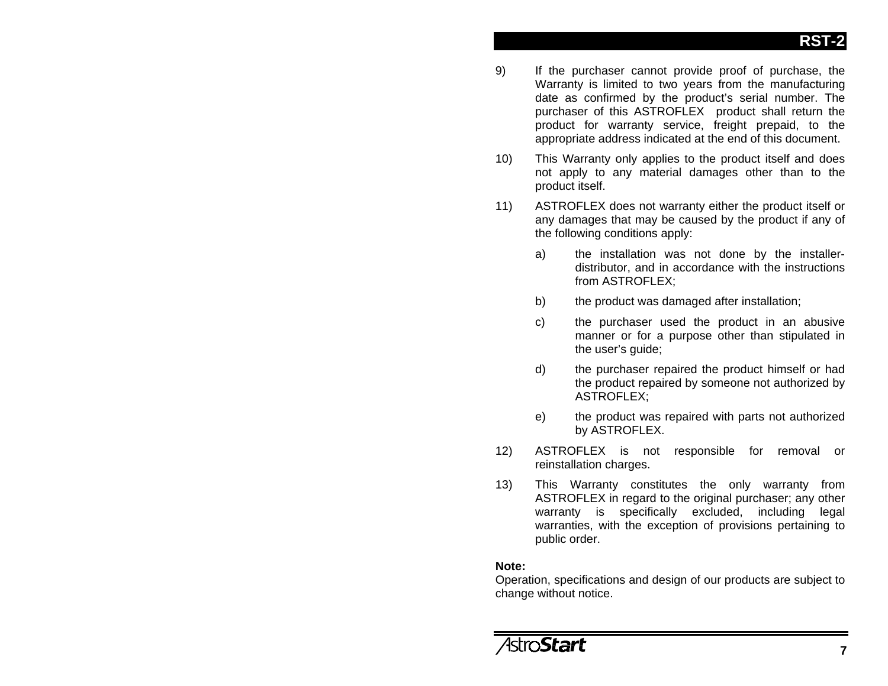9) If the purchaser cannot provide proof of purchase, the Warranty is limited to two years from the manufacturing date as confirmed by the product's serial number. The purchaser of this ASTROFLEX product shall return the product for warranty service, freight prepaid, to the appropriate address indicated at the end of this document.

10) This Warranty only applies to the product itself and does not apply to any material damages other than to the product itself.

11) ASTROFLEX does not warranty either the product itself or any damages that may be caused by the product if any of the following conditions apply:

    a) the installation was not done by the installer-distributor, and in accordance with the instructions from ASTROFLEX;

    b) the product was damaged after installation;

    c) the purchaser used the product in an abusive manner or for a purpose other than stipulated in the user's guide;

    d) the purchaser repaired the product himself or had the product repaired by someone not authorized by ASTROFLEX;

    e) the product was repaired with parts not authorized by ASTROFLEX.

12) ASTROFLEX is not responsible for removal or reinstallation charges.

13) This Warranty constitutes the only warranty from ASTROFLEX in regard to the original purchaser; any other warranty is specifically excluded, including legal warranties, with the exception of provisions pertaining to public order.

**Note:**
Operation, specifications and design of our products are subject to change without notice.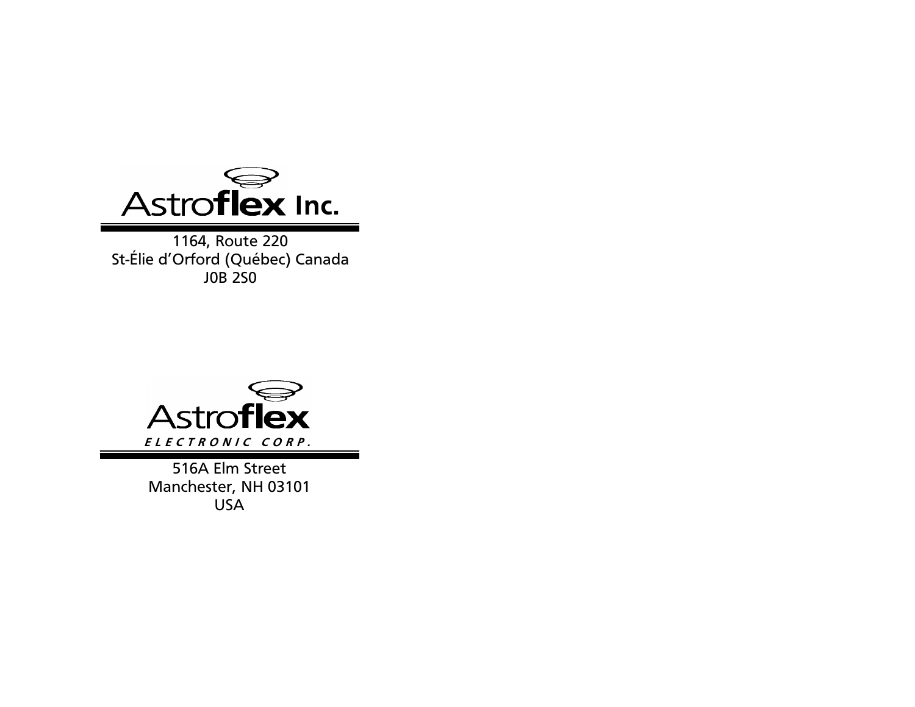Astroflex Inc.

1164, Route 220
St-Élie d'Orford (Québec) Canada
J0B 2S0

Astroflex

ELECTRONIC CORP.

516A Elm Street
Manchester, NH 03101
USA